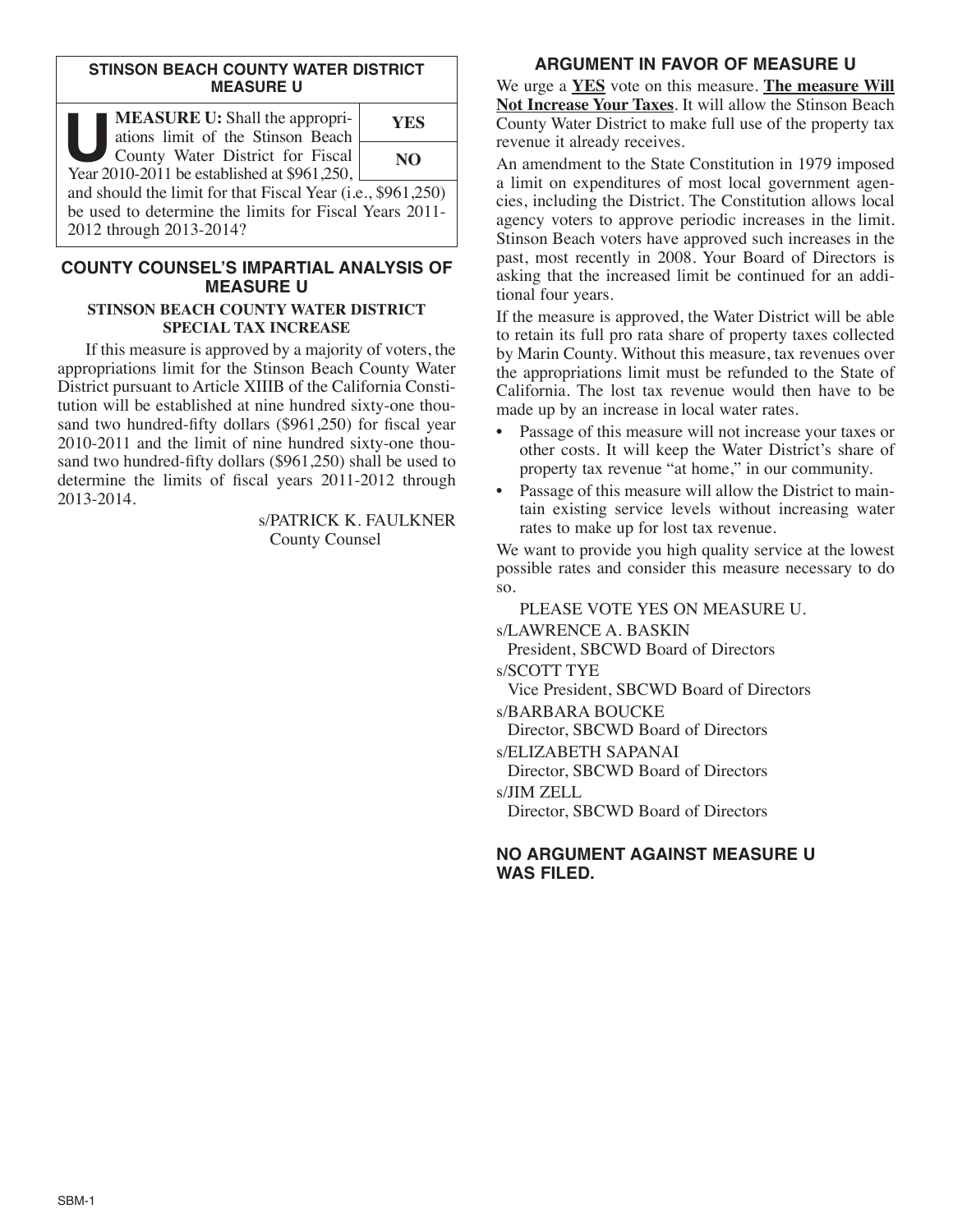## STINSON BEACH COUNTY WATER DISTRICT MEASURE U

| **MEASURE U:** Shall the appropriations limit of the Stinson Beach County Water District for Fiscal Year 2010-2011 be established at $961,250, and should the limit for that Fiscal Year (i.e., $961,250) be used to determine the limits for Fiscal Years 2011-2012 through 2013-2014? | **YES** |
|---|---|
| | **NO** |

## COUNTY COUNSEL'S IMPARTIAL ANALYSIS OF MEASURE U

### STINSON BEACH COUNTY WATER DISTRICT SPECIAL TAX INCREASE

If this measure is approved by a majority of voters, the appropriations limit for the Stinson Beach County Water District pursuant to Article XIIIB of the California Constitution will be established at nine hundred sixty-one thousand two hundred-fifty dollars ($961,250) for fiscal year 2010-2011 and the limit of nine hundred sixty-one thousand two hundred-fifty dollars ($961,250) shall be used to determine the limits of fiscal years 2011-2012 through 2013-2014.

s/PATRICK K. FAULKNER
County Counsel

## ARGUMENT IN FAVOR OF MEASURE U

We urge a **YES** vote on this measure. **The measure Will Not Increase Your Taxes**. It will allow the Stinson Beach County Water District to make full use of the property tax revenue it already receives.

An amendment to the State Constitution in 1979 imposed a limit on expenditures of most local government agencies, including the District. The Constitution allows local agency voters to approve periodic increases in the limit. Stinson Beach voters have approved such increases in the past, most recently in 2008. Your Board of Directors is asking that the increased limit be continued for an additional four years.

If the measure is approved, the Water District will be able to retain its full pro rata share of property taxes collected by Marin County. Without this measure, tax revenues over the appropriations limit must be refunded to the State of California. The lost tax revenue would then have to be made up by an increase in local water rates.

- Passage of this measure will not increase your taxes or other costs. It will keep the Water District's share of property tax revenue "at home," in our community.
- Passage of this measure will allow the District to maintain existing service levels without increasing water rates to make up for lost tax revenue.

We want to provide you high quality service at the lowest possible rates and consider this measure necessary to do so.

PLEASE VOTE YES ON MEASURE U.

s/LAWRENCE A. BASKIN
President, SBCWD Board of Directors

s/SCOTT TYE
Vice President, SBCWD Board of Directors

s/BARBARA BOUCKE
Director, SBCWD Board of Directors

s/ELIZABETH SAPANAI
Director, SBCWD Board of Directors

s/JIM ZELL
Director, SBCWD Board of Directors

## NO ARGUMENT AGAINST MEASURE U WAS FILED.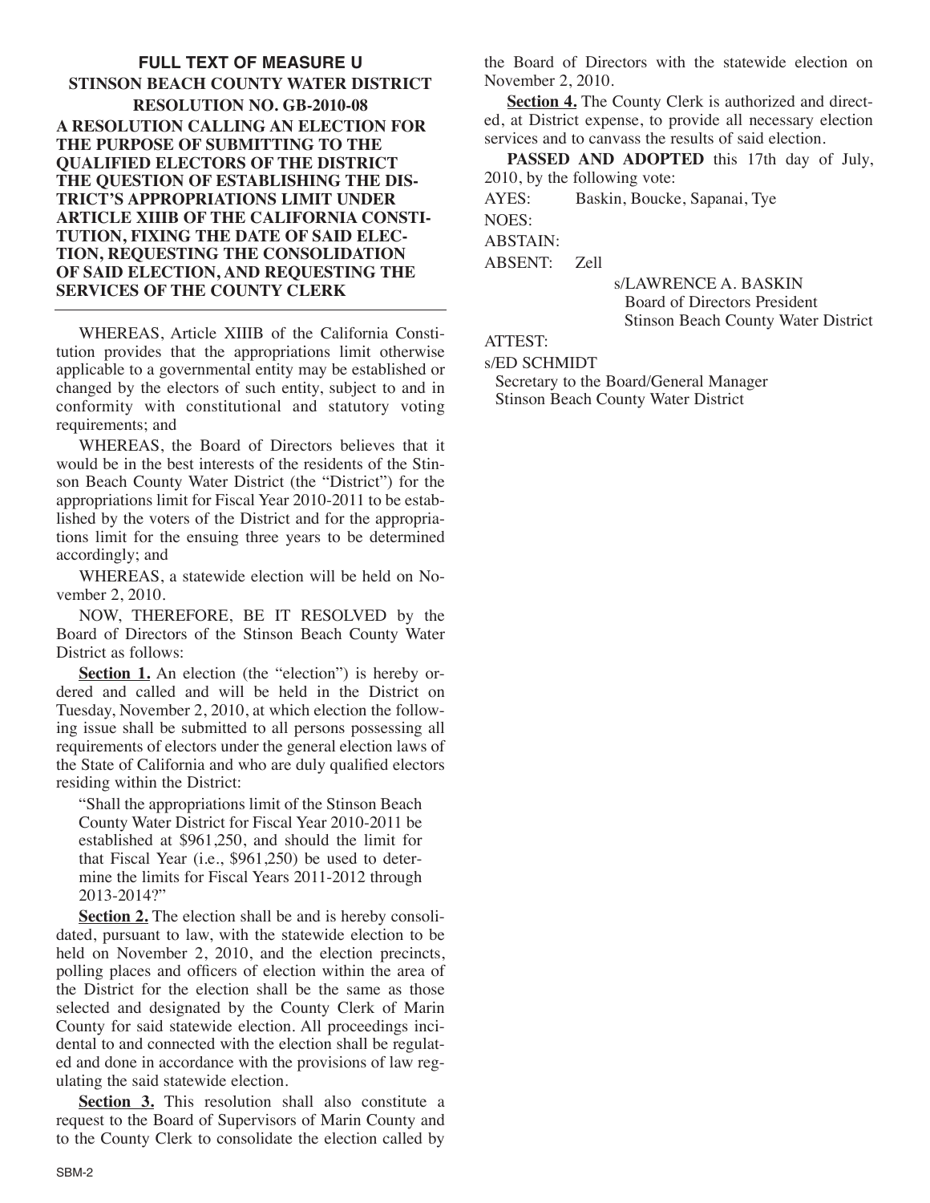## FULL TEXT OF MEASURE U

### STINSON BEACH COUNTY WATER DISTRICT

### RESOLUTION NO. GB-2010-08

**A RESOLUTION CALLING AN ELECTION FOR THE PURPOSE OF SUBMITTING TO THE QUALIFIED ELECTORS OF THE DISTRICT THE QUESTION OF ESTABLISHING THE DISTRICT'S APPROPRIATIONS LIMIT UNDER ARTICLE XIIIB OF THE CALIFORNIA CONSTITUTION, FIXING THE DATE OF SAID ELECTION, REQUESTING THE CONSOLIDATION OF SAID ELECTION, AND REQUESTING THE SERVICES OF THE COUNTY CLERK**

---

WHEREAS, Article XIIIB of the California Constitution provides that the appropriations limit otherwise applicable to a governmental entity may be established or changed by the electors of such entity, subject to and in conformity with constitutional and statutory voting requirements; and

WHEREAS, the Board of Directors believes that it would be in the best interests of the residents of the Stinson Beach County Water District (the "District") for the appropriations limit for Fiscal Year 2010-2011 to be established by the voters of the District and for the appropriations limit for the ensuing three years to be determined accordingly; and

WHEREAS, a statewide election will be held on November 2, 2010.

NOW, THEREFORE, BE IT RESOLVED by the Board of Directors of the Stinson Beach County Water District as follows:

**Section 1.** An election (the "election") is hereby ordered and called and will be held in the District on Tuesday, November 2, 2010, at which election the following issue shall be submitted to all persons possessing all requirements of electors under the general election laws of the State of California and who are duly qualified electors residing within the District:

> "Shall the appropriations limit of the Stinson Beach County Water District for Fiscal Year 2010-2011 be established at $961,250, and should the limit for that Fiscal Year (i.e., $961,250) be used to determine the limits for Fiscal Years 2011-2012 through 2013-2014?"

**Section 2.** The election shall be and is hereby consolidated, pursuant to law, with the statewide election to be held on November 2, 2010, and the election precincts, polling places and officers of election within the area of the District for the election shall be the same as those selected and designated by the County Clerk of Marin County for said statewide election. All proceedings incidental to and connected with the election shall be regulated and done in accordance with the provisions of law regulating the said statewide election.

**Section 3.** This resolution shall also constitute a request to the Board of Supervisors of Marin County and to the County Clerk to consolidate the election called by the Board of Directors with the statewide election on November 2, 2010.

**Section 4.** The County Clerk is authorized and directed, at District expense, to provide all necessary election services and to canvass the results of said election.

**PASSED AND ADOPTED** this 17th day of July, 2010, by the following vote:

AYES: Baskin, Boucke, Sapanai, Tye

NOES:

ABSTAIN:

ABSENT: Zell

s/LAWRENCE A. BASKIN
Board of Directors President
Stinson Beach County Water District

ATTEST:

s/ED SCHMIDT
Secretary to the Board/General Manager
Stinson Beach County Water District